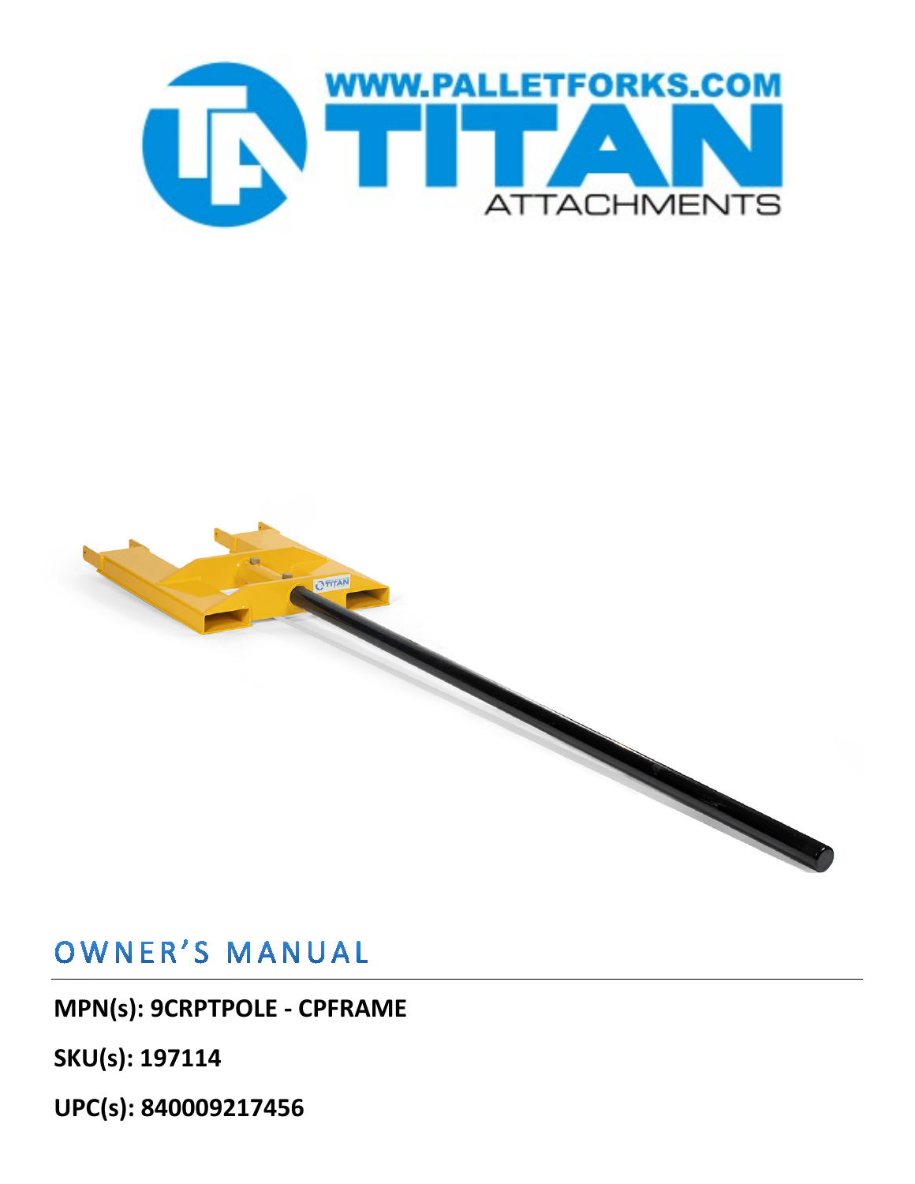# OWNER'S MANUAL

**MPN(s): 9CRPTPOLE - CPFRAME**

**SKU(s): 197114**

**UPC(s): 840009217456**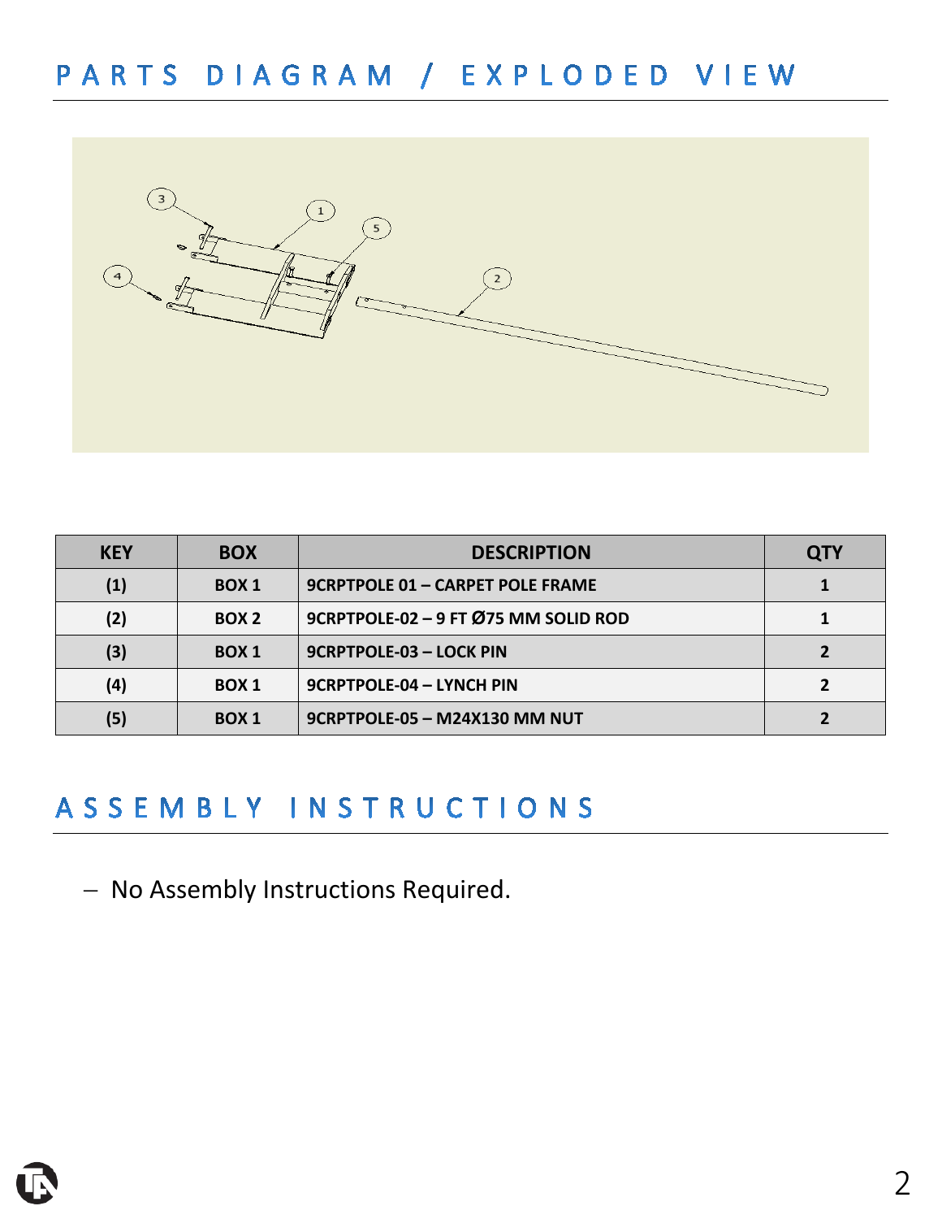# PARTS DIAGRAM / EXPLODED VIEW

| KEY | BOX | DESCRIPTION | QTY |
| --- | --- | --- | --- |
| (1) | BOX 1 | 9CRPTPOLE 01 – CARPET POLE FRAME | 1 |
| (2) | BOX 2 | 9CRPTPOLE-02 – 9 FT Ø75 MM SOLID ROD | 1 |
| (3) | BOX 1 | 9CRPTPOLE-03 – LOCK PIN | 2 |
| (4) | BOX 1 | 9CRPTPOLE-04 – LYNCH PIN | 2 |
| (5) | BOX 1 | 9CRPTPOLE-05 – M24X130 MM NUT | 2 |

# ASSEMBLY INSTRUCTIONS

- No Assembly Instructions Required.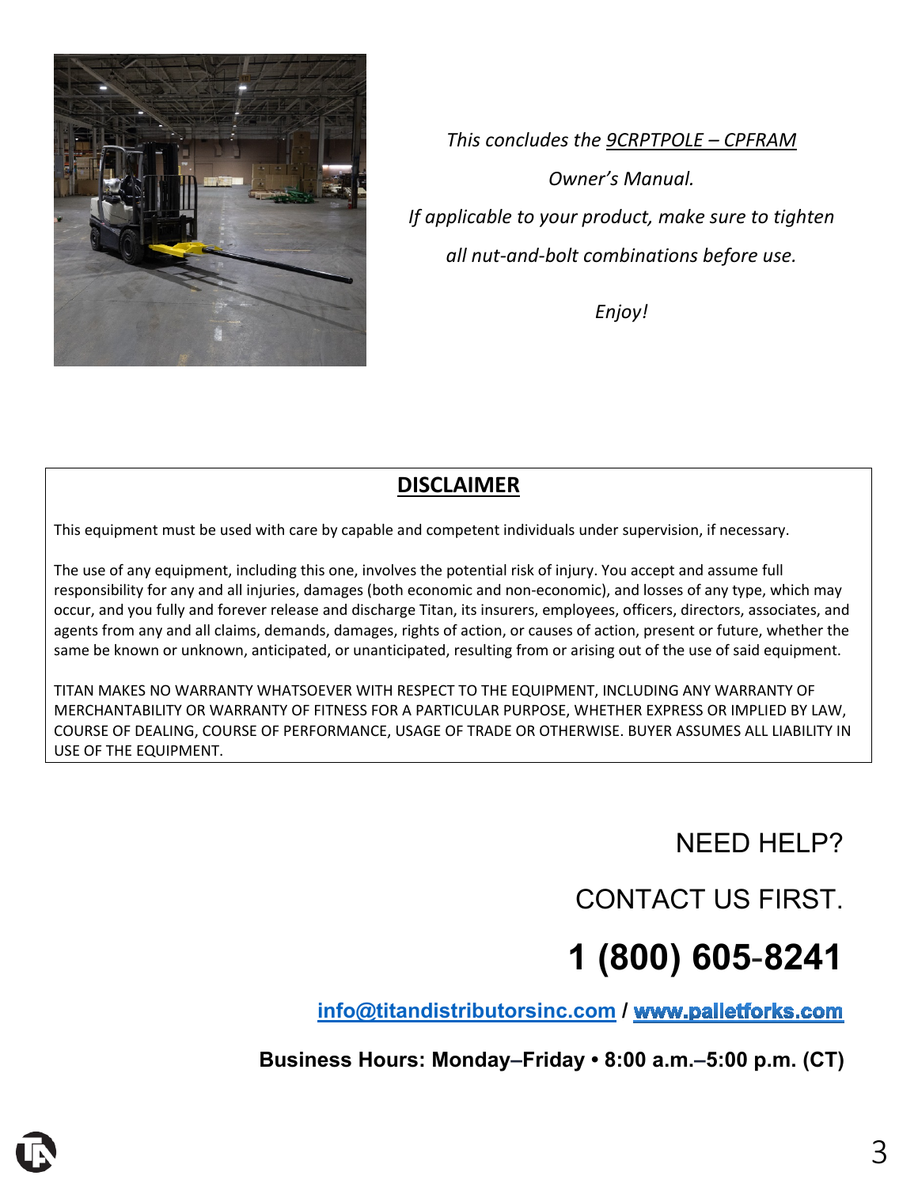*This concludes the <u>9CRPTPOLE – CPFRAM</u>*

*Owner's Manual.*

*If applicable to your product, make sure to tighten all nut-and-bolt combinations before use.*

*Enjoy!*

## DISCLAIMER

This equipment must be used with care by capable and competent individuals under supervision, if necessary.

The use of any equipment, including this one, involves the potential risk of injury. You accept and assume full responsibility for any and all injuries, damages (both economic and non-economic), and losses of any type, which may occur, and you fully and forever release and discharge Titan, its insurers, employees, officers, directors, associates, and agents from any and all claims, demands, damages, rights of action, or causes of action, present or future, whether the same be known or unknown, anticipated, or unanticipated, resulting from or arising out of the use of said equipment.

TITAN MAKES NO WARRANTY WHATSOEVER WITH RESPECT TO THE EQUIPMENT, INCLUDING ANY WARRANTY OF MERCHANTABILITY OR WARRANTY OF FITNESS FOR A PARTICULAR PURPOSE, WHETHER EXPRESS OR IMPLIED BY LAW, COURSE OF DEALING, COURSE OF PERFORMANCE, USAGE OF TRADE OR OTHERWISE. BUYER ASSUMES ALL LIABILITY IN USE OF THE EQUIPMENT.

NEED HELP?

CONTACT US FIRST.

**1 (800) 605-8241**

**info@titandistributorsinc.com / www.palletforks.com**

**Business Hours: Monday–Friday • 8:00 a.m.–5:00 p.m. (CT)**